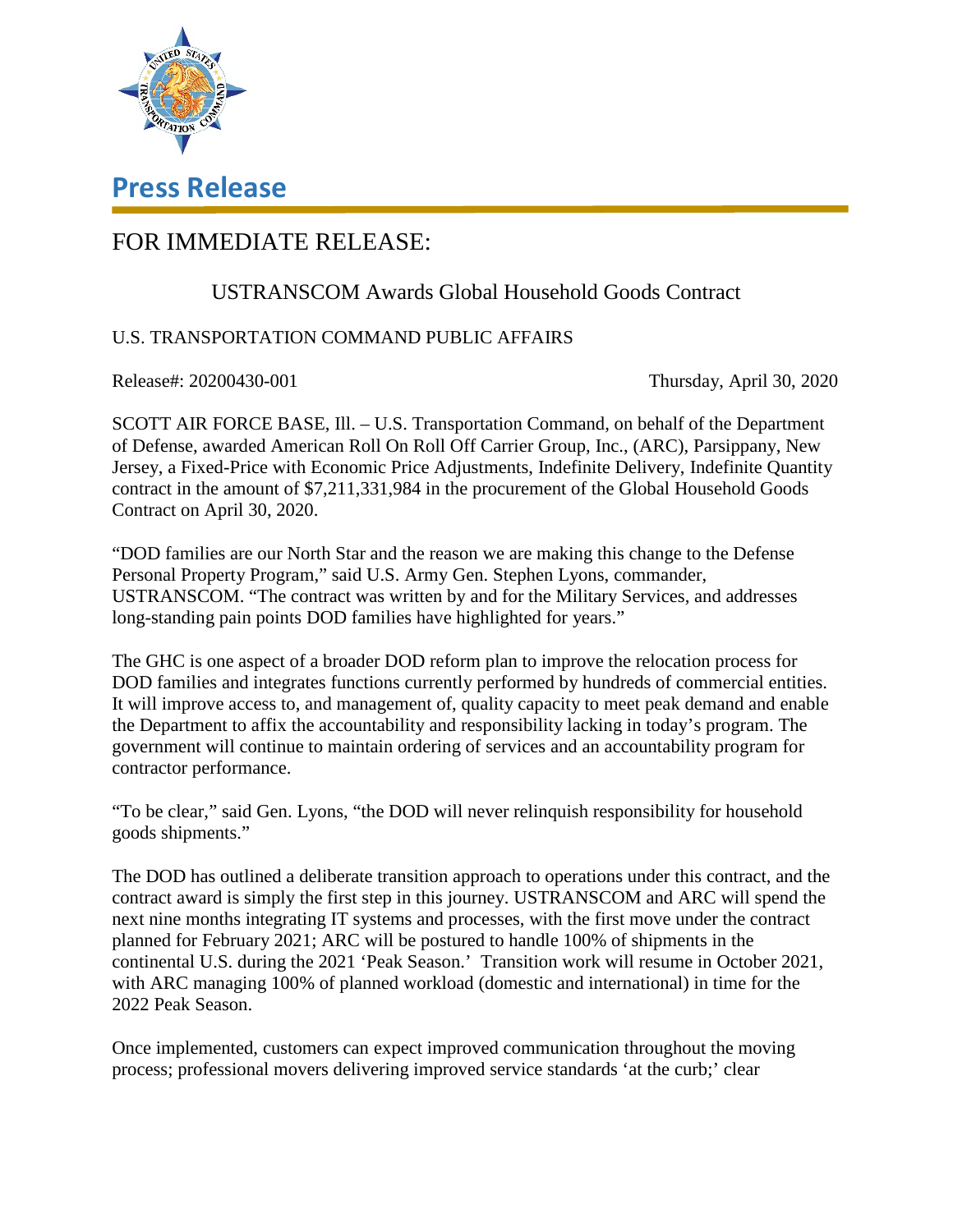# Press Release

## FOR IMMEDIATE RELEASE:

### USTRANSCOM Awards Global Household Goods Contract

U.S. TRANSPORTATION COMMAND PUBLIC AFFAIRS

Release#: 20200430-001 Thursday, April 30, 2020

SCOTT AIR FORCE BASE, Ill. – U.S. Transportation Command, on behalf of the Department of Defense, awarded American Roll On Roll Off Carrier Group, Inc., (ARC), Parsippany, New Jersey, a Fixed-Price with Economic Price Adjustments, Indefinite Delivery, Indefinite Quantity contract in the amount of $7,211,331,984 in the procurement of the Global Household Goods Contract on April 30, 2020.

"DOD families are our North Star and the reason we are making this change to the Defense Personal Property Program," said U.S. Army Gen. Stephen Lyons, commander, USTRANSCOM. "The contract was written by and for the Military Services, and addresses long-standing pain points DOD families have highlighted for years."

The GHC is one aspect of a broader DOD reform plan to improve the relocation process for DOD families and integrates functions currently performed by hundreds of commercial entities. It will improve access to, and management of, quality capacity to meet peak demand and enable the Department to affix the accountability and responsibility lacking in today's program. The government will continue to maintain ordering of services and an accountability program for contractor performance.

"To be clear," said Gen. Lyons, "the DOD will never relinquish responsibility for household goods shipments."

The DOD has outlined a deliberate transition approach to operations under this contract, and the contract award is simply the first step in this journey. USTRANSCOM and ARC will spend the next nine months integrating IT systems and processes, with the first move under the contract planned for February 2021; ARC will be postured to handle 100% of shipments in the continental U.S. during the 2021 'Peak Season.' Transition work will resume in October 2021, with ARC managing 100% of planned workload (domestic and international) in time for the 2022 Peak Season.

Once implemented, customers can expect improved communication throughout the moving process; professional movers delivering improved service standards 'at the curb;' clear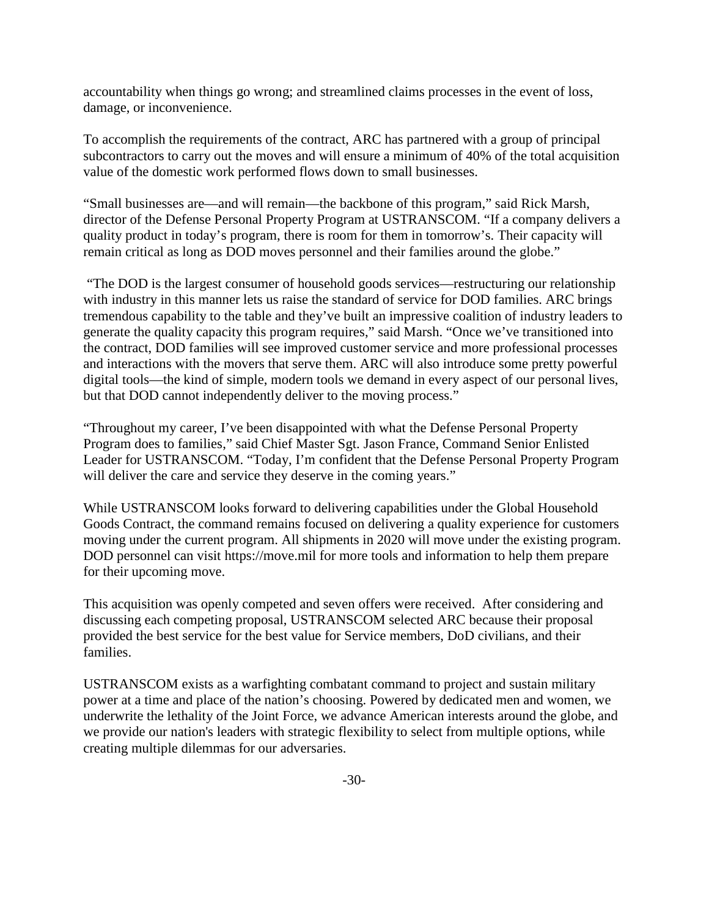accountability when things go wrong; and streamlined claims processes in the event of loss, damage, or inconvenience.

To accomplish the requirements of the contract, ARC has partnered with a group of principal subcontractors to carry out the moves and will ensure a minimum of 40% of the total acquisition value of the domestic work performed flows down to small businesses.

"Small businesses are—and will remain—the backbone of this program," said Rick Marsh, director of the Defense Personal Property Program at USTRANSCOM. "If a company delivers a quality product in today's program, there is room for them in tomorrow's. Their capacity will remain critical as long as DOD moves personnel and their families around the globe."

"The DOD is the largest consumer of household goods services—restructuring our relationship with industry in this manner lets us raise the standard of service for DOD families. ARC brings tremendous capability to the table and they've built an impressive coalition of industry leaders to generate the quality capacity this program requires," said Marsh. "Once we've transitioned into the contract, DOD families will see improved customer service and more professional processes and interactions with the movers that serve them. ARC will also introduce some pretty powerful digital tools—the kind of simple, modern tools we demand in every aspect of our personal lives, but that DOD cannot independently deliver to the moving process."

"Throughout my career, I've been disappointed with what the Defense Personal Property Program does to families," said Chief Master Sgt. Jason France, Command Senior Enlisted Leader for USTRANSCOM. "Today, I'm confident that the Defense Personal Property Program will deliver the care and service they deserve in the coming years."

While USTRANSCOM looks forward to delivering capabilities under the Global Household Goods Contract, the command remains focused on delivering a quality experience for customers moving under the current program. All shipments in 2020 will move under the existing program. DOD personnel can visit https://move.mil for more tools and information to help them prepare for their upcoming move.

This acquisition was openly competed and seven offers were received. After considering and discussing each competing proposal, USTRANSCOM selected ARC because their proposal provided the best service for the best value for Service members, DoD civilians, and their families.

USTRANSCOM exists as a warfighting combatant command to project and sustain military power at a time and place of the nation's choosing. Powered by dedicated men and women, we underwrite the lethality of the Joint Force, we advance American interests around the globe, and we provide our nation's leaders with strategic flexibility to select from multiple options, while creating multiple dilemmas for our adversaries.

-30-